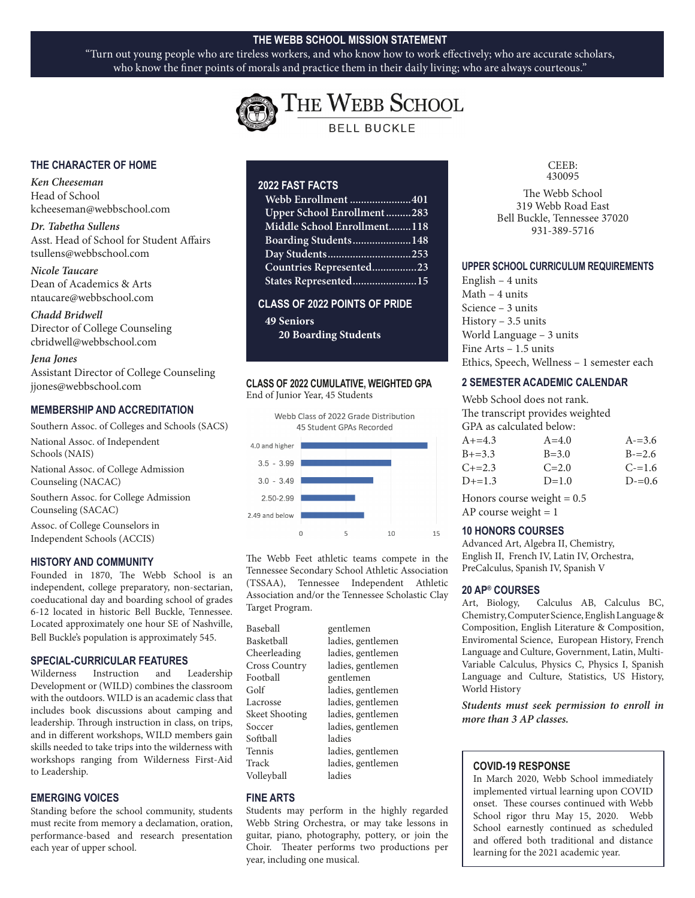## THE WEBB SCHOOL MISSION STATEMENT

"Turn out young people who are tireless workers, and who know how to work effectively; who are accurate scholars, who know the finer points of morals and practice them in their daily living; who are always courteous."

# THE WEBB SCHOOL

BELL BUCKLE

## THE CHARACTER OF HOME

***Ken Cheeseman***
Head of School
kcheeseman@webbschool.com

***Dr. Tabetha Sullens***
Asst. Head of School for Student Affairs
tsullens@webbschool.com

***Nicole Taucare***
Dean of Academics & Arts
ntaucare@webbschool.com

***Chadd Bridwell***
Director of College Counseling
cbridwell@webbschool.com

***Jena Jones***
Assistant Director of College Counseling
jjones@webbschool.com

## MEMBERSHIP AND ACCREDITATION

Southern Assoc. of Colleges and Schools (SACS)

National Assoc. of Independent Schools (NAIS)

National Assoc. of College Admission Counseling (NACAC)

Southern Assoc. for College Admission Counseling (SACAC)

Assoc. of College Counselors in Independent Schools (ACCIS)

## HISTORY AND COMMUNITY

Founded in 1870, The Webb School is an independent, college preparatory, non-sectarian, coeducational day and boarding school of grades 6-12 located in historic Bell Buckle, Tennessee. Located approximately one hour SE of Nashville, Bell Buckle's population is approximately 545.

## SPECIAL-CURRICULAR FEATURES

Wilderness Instruction and Leadership Development or (WILD) combines the classroom with the outdoors. WILD is an academic class that includes book discussions about camping and leadership. Through instruction in class, on trips, and in different workshops, WILD members gain skills needed to take trips into the wilderness with workshops ranging from Wilderness First-Aid to Leadership.

## EMERGING VOICES

Standing before the school community, students must recite from memory a declamation, oration, performance-based and research presentation each year of upper school.

## 2022 FAST FACTS

**Webb Enrollment ..................... 401**
**Upper School Enrollment ......... 283**
**Middle School Enrollment ........ 118**
**Boarding Students ..................... 148**
**Day Students .............................. 253**
**Countries Represented ................ 23**
**States Represented ...................... 15**

## CLASS OF 2022 POINTS OF PRIDE

**49 Seniors**
**20 Boarding Students**

## CLASS OF 2022 CUMULATIVE, WEIGHTED GPA

End of Junior Year, 45 Students

Webb Class of 2022 Grade Distribution
45 Student GPAs Recorded

| GPA Range | Students |
|---|---|
| 4.0 and higher | 14 |
| 3.5 - 3.99 | 10 |
| 3.0 - 3.49 | 8 |
| 2.50-2.99 | 6 |
| 2.49 and below | 7 |

The Webb Feet athletic teams compete in the Tennessee Secondary School Athletic Association (TSSAA), Tennessee Independent Athletic Association and/or the Tennessee Scholastic Clay Target Program.

| Sport | Teams |
|---|---|
| Baseball | gentlemen |
| Basketball | ladies, gentlemen |
| Cheerleading | ladies, gentlemen |
| Cross Country | ladies, gentlemen |
| Football | gentlemen |
| Golf | ladies, gentlemen |
| Lacrosse | ladies, gentlemen |
| Skeet Shooting | ladies, gentlemen |
| Soccer | ladies, gentlemen |
| Softball | ladies |
| Tennis | ladies, gentlemen |
| Track | ladies, gentlemen |
| Volleyball | ladies |

## FINE ARTS

Students may perform in the highly regarded Webb String Orchestra, or may take lessons in guitar, piano, photography, pottery, or join the Choir. Theater performs two productions per year, including one musical.

CEEB:
430095

The Webb School
319 Webb Road East
Bell Buckle, Tennessee 37020
931-389-5716

## UPPER SCHOOL CURRICULUM REQUIREMENTS

English – 4 units
Math – 4 units
Science – 3 units
History – 3.5 units
World Language – 3 units
Fine Arts – 1.5 units
Ethics, Speech, Wellness – 1 semester each

## 2 SEMESTER ACADEMIC CALENDAR

Webb School does not rank.
The transcript provides weighted GPA as calculated below:

| | | |
|---|---|---|
| A+=4.3 | A=4.0 | A-=3.6 |
| B+=3.3 | B=3.0 | B-=2.6 |
| C+=2.3 | C=2.0 | C-=1.6 |
| D+=1.3 | D=1.0 | D-=0.6 |

Honors course weight = 0.5
AP course weight = 1

## 10 HONORS COURSES

Advanced Art, Algebra II, Chemistry, English II, French IV, Latin IV, Orchestra, PreCalculus, Spanish IV, Spanish V

## 20 AP® COURSES

Art, Biology, Calculus AB, Calculus BC, Chemistry, Computer Science, English Language & Composition, English Literature & Composition, Enviromental Science, European History, French Language and Culture, Government, Latin, Multi-Variable Calculus, Physics C, Physics I, Spanish Language and Culture, Statistics, US History, World History

***Students must seek permission to enroll in more than 3 AP classes.***

## COVID-19 RESPONSE

In March 2020, Webb School immediately implemented virtual learning upon COVID onset. These courses continued with Webb School rigor thru May 15, 2020. Webb School earnestly continued as scheduled and offered both traditional and distance learning for the 2021 academic year.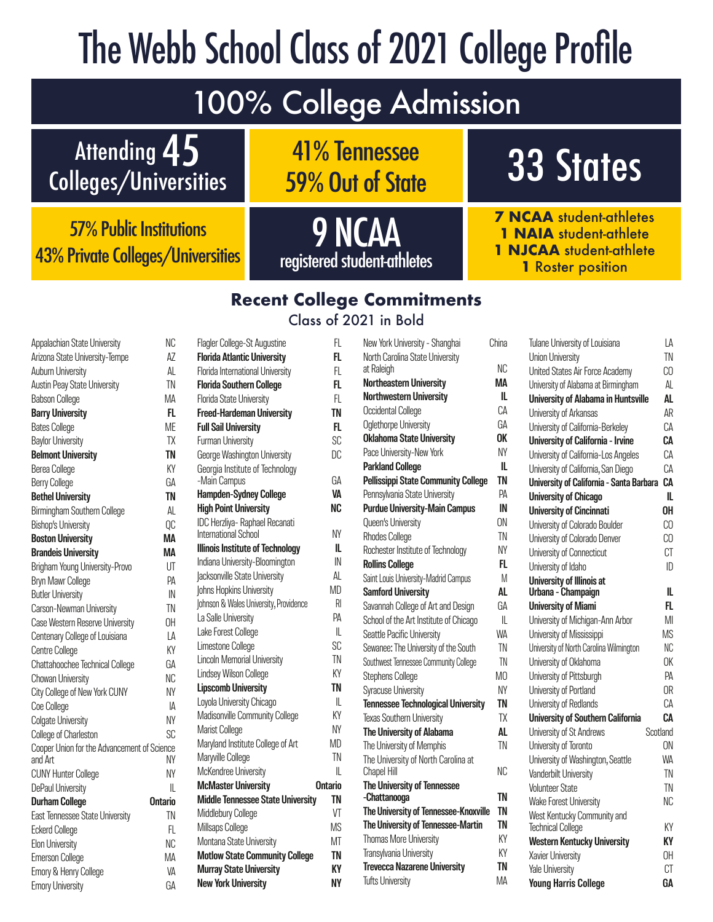# The Webb School Class of 2021 College Profile

## 100% College Admission

**Attending 45 Colleges/Universities**

**41% Tennessee**
**59% Out of State**

**33 States**

**57% Public Institutions**
**43% Private Colleges/Universities**

**9 NCAA**
registered student-athletes

**7 NCAA** student-athletes
**1 NAIA** student-athlete
**1 NJCAA** student-athlete
**1** Roster position

## Recent College Commitments

Class of 2021 in Bold

| | |
|---|---|
| Appalachian State University | NC |
| Arizona State University-Tempe | AZ |
| Auburn University | AL |
| Austin Peay State University | TN |
| Babson College | MA |
| **Barry University** | **FL** |
| Bates College | ME |
| Baylor University | TX |
| **Belmont University** | **TN** |
| Berea College | KY |
| Berry College | GA |
| **Bethel University** | **TN** |
| Birmingham Southern College | AL |
| Bishop's University | QC |
| **Boston University** | **MA** |
| **Brandeis University** | **MA** |
| Brigham Young University-Provo | UT |
| Bryn Mawr College | PA |
| Butler University | IN |
| Carson-Newman University | TN |
| Case Western Reserve University | OH |
| Centenary College of Louisiana | LA |
| Centre College | KY |
| Chattahoochee Technical College | GA |
| Chowan University | NC |
| City College of New York CUNY | NY |
| Coe College | IA |
| Colgate University | NY |
| College of Charleston | SC |
| Cooper Union for the Advancement of Science and Art | NY |
| CUNY Hunter College | NY |
| DePaul University | IL |
| **Durham College** | **Ontario** |
| East Tennessee State University | TN |
| Eckerd College | FL |
| Elon University | NC |
| Emerson College | MA |
| Emory & Henry College | VA |
| Emory University | GA |
| Flagler College-St Augustine | FL |
| **Florida Atlantic University** | **FL** |
| Florida International University | FL |
| **Florida Southern College** | **FL** |
| Florida State University | FL |
| **Freed-Hardeman University** | **TN** |
| **Full Sail University** | **FL** |
| Furman University | SC |
| George Washington University | DC |
| Georgia Institute of Technology -Main Campus | GA |
| **Hampden-Sydney College** | **VA** |
| **High Point University** | **NC** |
| IDC Herzliya- Raphael Recanati International School | NY |
| **Illinois Institute of Technology** | **IL** |
| Indiana University-Bloomington | IN |
| Jacksonville State University | AL |
| Johns Hopkins University | MD |
| Johnson & Wales University, Providence | RI |
| La Salle University | PA |
| Lake Forest College | IL |
| Limestone College | SC |
| Lincoln Memorial University | TN |
| Lindsey Wilson College | KY |
| **Lipscomb University** | **TN** |
| Loyola University Chicago | IL |
| Madisonville Community College | KY |
| Marist College | NY |
| Maryland Institute College of Art | MD |
| Maryville College | TN |
| McKendree University | IL |
| **McMaster University** | **Ontario** |
| **Middle Tennessee State University** | **TN** |
| Middlebury College | VT |
| Millsaps College | MS |
| Montana State University | MT |
| **Motlow State Community College** | **TN** |
| **Murray State University** | **KY** |
| **New York University** | **NY** |
| New York University - Shanghai | China |
| North Carolina State University at Raleigh | NC |
| **Northeastern University** | **MA** |
| **Northwestern University** | **IL** |
| Occidental College | CA |
| Oglethorpe University | GA |
| **Oklahoma State University** | **OK** |
| Pace University-New York | NY |
| **Parkland College** | **IL** |
| **Pellissippi State Community College** | **TN** |
| Pennsylvania State University | PA |
| **Purdue University-Main Campus** | **IN** |
| Queen's University | ON |
| Rhodes College | TN |
| Rochester Institute of Technology | NY |
| **Rollins College** | **FL** |
| Saint Louis University-Madrid Campus | M |
| **Samford University** | **AL** |
| Savannah College of Art and Design | GA |
| School of the Art Institute of Chicago | IL |
| Seattle Pacific University | WA |
| Sewanee: The University of the South | TN |
| Southwest Tennessee Community College | TN |
| Stephens College | MO |
| Syracuse University | NY |
| **Tennessee Technological University** | **TN** |
| Texas Southern University | TX |
| **The University of Alabama** | **AL** |
| The University of Memphis | TN |
| The University of North Carolina at Chapel Hill | NC |
| **The University of Tennessee -Chattanooga** | **TN** |
| **The University of Tennessee-Knoxville** | **TN** |
| **The University of Tennessee-Martin** | **TN** |
| Thomas More University | KY |
| Transylvania University | KY |
| **Trevecca Nazarene University** | **TN** |
| Tufts University | MA |
| Tulane University of Louisiana | LA |
| Union University | TN |
| United States Air Force Academy | CO |
| University of Alabama at Birmingham | AL |
| **University of Alabama in Huntsville** | **AL** |
| University of Arkansas | AR |
| University of California-Berkeley | CA |
| **University of California - Irvine** | **CA** |
| University of California-Los Angeles | CA |
| University of California, San Diego | CA |
| **University of California - Santa Barbara** | **CA** |
| **University of Chicago** | **IL** |
| **University of Cincinnati** | **OH** |
| University of Colorado Boulder | CO |
| University of Colorado Denver | CO |
| University of Connecticut | CT |
| University of Idaho | ID |
| **University of Illinois at Urbana - Champaign** | **IL** |
| **University of Miami** | **FL** |
| University of Michigan-Ann Arbor | MI |
| University of Mississippi | MS |
| University of North Carolina Wilmington | NC |
| University of Oklahoma | OK |
| University of Pittsburgh | PA |
| University of Portland | OR |
| University of Redlands | CA |
| **University of Southern California** | **CA** |
| University of St Andrews | Scotland |
| University of Toronto | ON |
| University of Washington, Seattle | WA |
| Vanderbilt University | TN |
| Volunteer State | TN |
| Wake Forest University | NC |
| West Kentucky Community and Technical College | KY |
| **Western Kentucky University** | **KY** |
| Xavier University | OH |
| Yale University | CT |
| **Young Harris College** | **GA** |